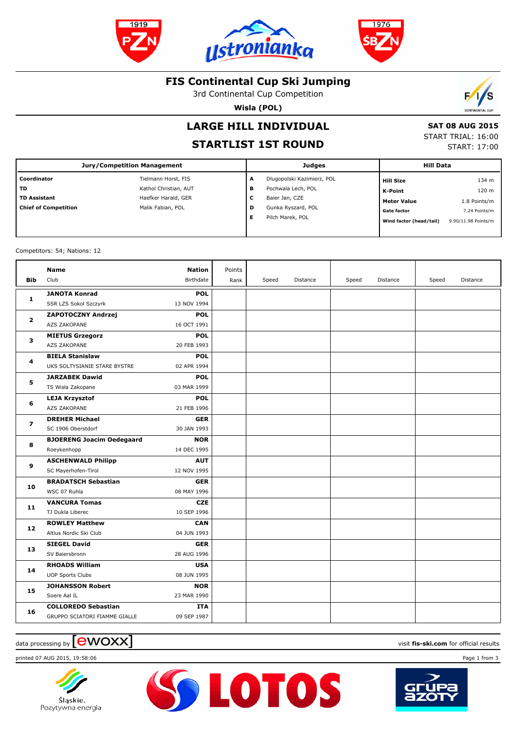# FIS Continental Cup Ski Jumping

3rd Continental Cup Competition

**Wisla (POL)**

## LARGE HILL INDIVIDUAL

## STARTLIST 1ST ROUND

**SAT 08 AUG 2015**
START TRIAL: 16:00
START: 17:00

| Jury/Competition Management | | Judges | | Hill Data | |
|---|---|---|---|---|---|
| **Coordinator** | Tielmann Horst, FIS | **A** | Dlugopolski Kazimierz, POL | **Hill Size** | 134 m |
| **TD** | Kathol Christian, AUT | **B** | Pochwala Lech, POL | **K-Point** | 120 m |
| **TD Assistant** | Haefker Harald, GER | **C** | Baier Jan, CZE | **Meter Value** | 1.8 Points/m |
| **Chief of Competition** | Malik Fabian, POL | **D** | Gunka Ryszard, POL | **Gate factor** | 7.24 Points/m |
| | | **E** | Pilch Marek, POL | **Wind factor (head/tail)** | 9.90/11.98 Points/m |

Competitors: 54; Nations: 12

| Bib | Name / Club | Nation / Birthdate | Points / Rank | Speed | Distance | Speed | Distance | Speed | Distance |
|---|---|---|---|---|---|---|---|---|---|
| 1 | **JANOTA Konrad**<br>SSR LZS Sokol Szczyrk | **POL**<br>13 NOV 1994 | | | | | | | |
| 2 | **ZAPOTOCZNY Andrzej**<br>AZS ZAKOPANE | **POL**<br>16 OCT 1991 | | | | | | | |
| 3 | **MIETUS Grzegorz**<br>AZS ZAKOPANE | **POL**<br>20 FEB 1993 | | | | | | | |
| 4 | **BIELA Stanislaw**<br>UKS SOLTYSIANIE STARE BYSTRE | **POL**<br>02 APR 1994 | | | | | | | |
| 5 | **JARZABEK Dawid**<br>TS Wisla Zakopane | **POL**<br>03 MAR 1999 | | | | | | | |
| 6 | **LEJA Krzysztof**<br>AZS ZAKOPANE | **POL**<br>21 FEB 1996 | | | | | | | |
| 7 | **DREHER Michael**<br>SC 1906 Oberstdorf | **GER**<br>30 JAN 1993 | | | | | | | |
| 8 | **BJOERENG Joacim Oedegaard**<br>Roeykenhopp | **NOR**<br>14 DEC 1995 | | | | | | | |
| 9 | **ASCHENWALD Philipp**<br>SC Mayerhofen-Tirol | **AUT**<br>12 NOV 1995 | | | | | | | |
| 10 | **BRADATSCH Sebastian**<br>WSC 07 Ruhla | **GER**<br>08 MAY 1996 | | | | | | | |
| 11 | **VANCURA Tomas**<br>TJ Dukla Liberec | **CZE**<br>10 SEP 1996 | | | | | | | |
| 12 | **ROWLEY Matthew**<br>Altius Nordic Ski Club | **CAN**<br>04 JUN 1993 | | | | | | | |
| 13 | **SIEGEL David**<br>SV Baiersbronn | **GER**<br>28 AUG 1996 | | | | | | | |
| 14 | **RHOADS William**<br>UOP Sports Clubs | **USA**<br>08 JUN 1995 | | | | | | | |
| 15 | **JOHANSSON Robert**<br>Soere Aal IL | **NOR**<br>23 MAR 1990 | | | | | | | |
| 16 | **COLLOREDO Sebastian**<br>GRUPPO SCIATORI FIAMME GIALLE | **ITA**<br>09 SEP 1987 | | | | | | | |

data processing by ewoxx

visit **fis-ski.com** for official results

printed 07 AUG 2015, 19:58:06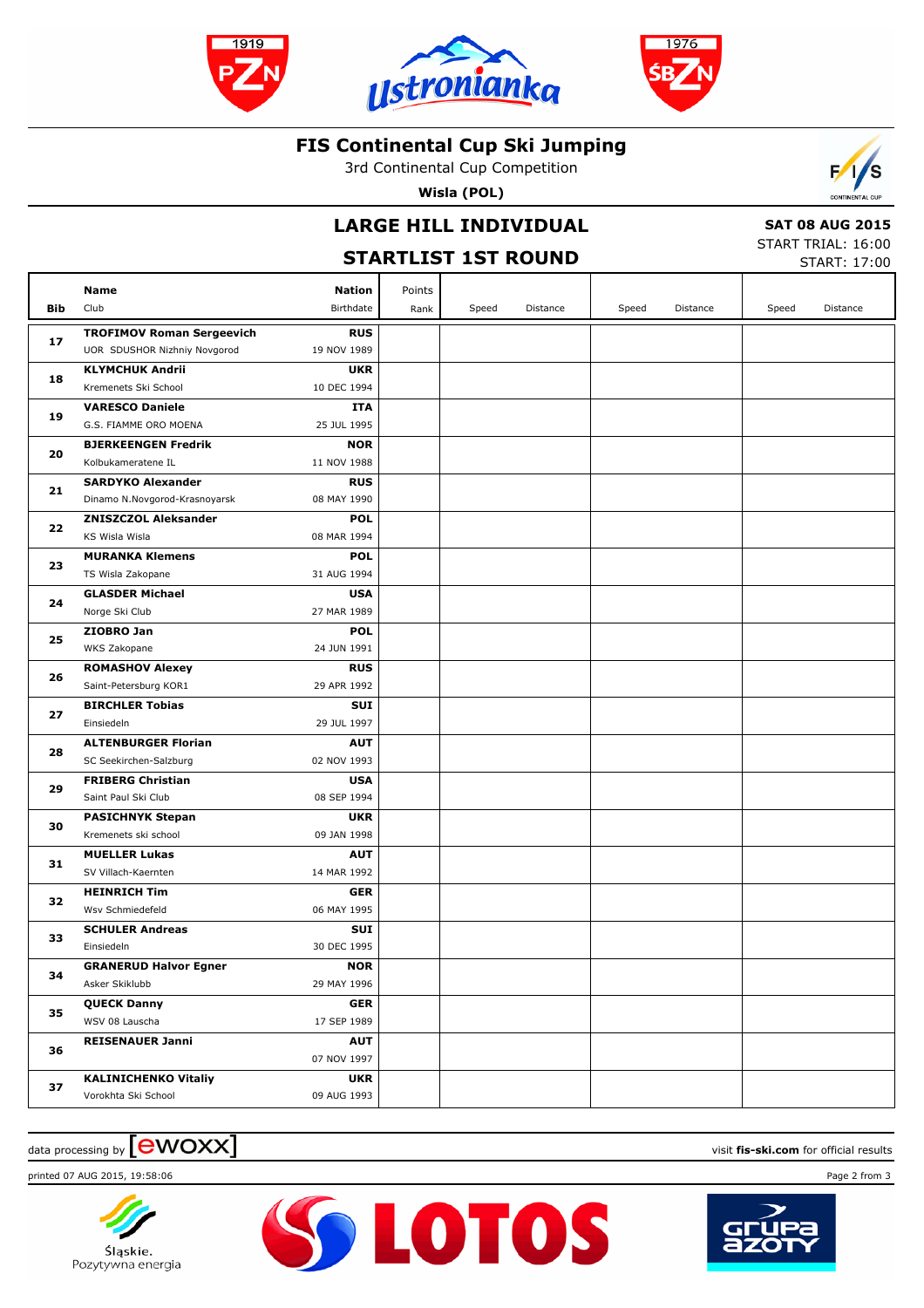# FIS Continental Cup Ski Jumping

3rd Continental Cup Competition

**Wisla (POL)**

## LARGE HILL INDIVIDUAL

## STARTLIST 1ST ROUND

**SAT 08 AUG 2015**
START TRIAL: 16:00
START: 17:00

| Bib | Name / Club | Nation / Birthdate | Points / Rank | Speed | Distance | Speed | Distance | Speed | Distance |
|---|---|---|---|---|---|---|---|---|---|
| 17 | **TROFIMOV Roman Sergeevich**<br>UOR SDUSHOR Nizhniy Novgorod | **RUS**<br>19 NOV 1989 | | | | | | | |
| 18 | **KLYMCHUK Andrii**<br>Kremenets Ski School | **UKR**<br>10 DEC 1994 | | | | | | | |
| 19 | **VARESCO Daniele**<br>G.S. FIAMME ORO MOENA | **ITA**<br>25 JUL 1995 | | | | | | | |
| 20 | **BJERKEENGEN Fredrik**<br>Kolbukameratene IL | **NOR**<br>11 NOV 1988 | | | | | | | |
| 21 | **SARDYKO Alexander**<br>Dinamo N.Novgorod-Krasnoyarsk | **RUS**<br>08 MAY 1990 | | | | | | | |
| 22 | **ZNISZCZOL Aleksander**<br>KS Wisla Wisla | **POL**<br>08 MAR 1994 | | | | | | | |
| 23 | **MURANKA Klemens**<br>TS Wisla Zakopane | **POL**<br>31 AUG 1994 | | | | | | | |
| 24 | **GLASDER Michael**<br>Norge Ski Club | **USA**<br>27 MAR 1989 | | | | | | | |
| 25 | **ZIOBRO Jan**<br>WKS Zakopane | **POL**<br>24 JUN 1991 | | | | | | | |
| 26 | **ROMASHOV Alexey**<br>Saint-Petersburg KOR1 | **RUS**<br>29 APR 1992 | | | | | | | |
| 27 | **BIRCHLER Tobias**<br>Einsiedeln | **SUI**<br>29 JUL 1997 | | | | | | | |
| 28 | **ALTENBURGER Florian**<br>SC Seekirchen-Salzburg | **AUT**<br>02 NOV 1993 | | | | | | | |
| 29 | **FRIBERG Christian**<br>Saint Paul Ski Club | **USA**<br>08 SEP 1994 | | | | | | | |
| 30 | **PASICHNYK Stepan**<br>Kremenets ski school | **UKR**<br>09 JAN 1998 | | | | | | | |
| 31 | **MUELLER Lukas**<br>SV Villach-Kaernten | **AUT**<br>14 MAR 1992 | | | | | | | |
| 32 | **HEINRICH Tim**<br>Wsv Schmiedefeld | **GER**<br>06 MAY 1995 | | | | | | | |
| 33 | **SCHULER Andreas**<br>Einsiedeln | **SUI**<br>30 DEC 1995 | | | | | | | |
| 34 | **GRANERUD Halvor Egner**<br>Asker Skiklubb | **NOR**<br>29 MAY 1996 | | | | | | | |
| 35 | **QUECK Danny**<br>WSV 08 Lauscha | **GER**<br>17 SEP 1989 | | | | | | | |
| 36 | **REISENAUER Janni** | **AUT**<br>07 NOV 1997 | | | | | | | |
| 37 | **KALINICHENKO Vitaliy**<br>Vorokhta Ski School | **UKR**<br>09 AUG 1993 | | | | | | | |

data processing by ewoxx

visit **fis-ski.com** for official results

printed 07 AUG 2015, 19:58:06

Śląskie. Pozytywna energia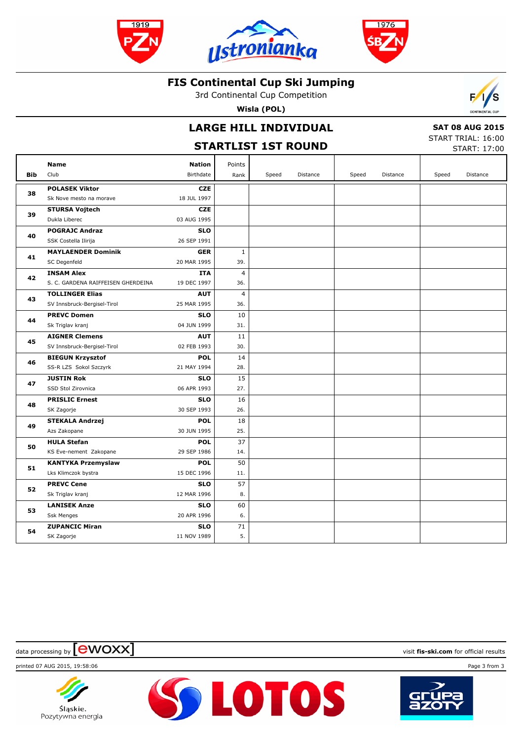# FIS Continental Cup Ski Jumping

3rd Continental Cup Competition

**Wisla (POL)**

## LARGE HILL INDIVIDUAL

## STARTLIST 1ST ROUND

**SAT 08 AUG 2015**
START TRIAL: 16:00
START: 17:00

| Bib | Name / Club | Nation / Birthdate | Points / Rank | Speed | Distance | Speed | Distance | Speed | Distance |
|---|---|---|---|---|---|---|---|---|---|
| 38 | **POLASEK Viktor** Sk Nove mesto na morave | **CZE** 18 JUL 1997 | | | | | | | |
| 39 | **STURSA Vojtech** Dukla Liberec | **CZE** 03 AUG 1995 | | | | | | | |
| 40 | **POGRAJC Andraz** SSK Costella Ilirija | **SLO** 26 SEP 1991 | | | | | | | |
| 41 | **MAYLAENDER Dominik** SC Degenfeld | **GER** 20 MAR 1995 | 1 39. | | | | | | |
| 42 | **INSAM Alex** S. C. GARDENA RAIFFEISEN GHERDEINA | **ITA** 19 DEC 1997 | 4 36. | | | | | | |
| 43 | **TOLLINGER Elias** SV Innsbruck-Bergisel-Tirol | **AUT** 25 MAR 1995 | 4 36. | | | | | | |
| 44 | **PREVC Domen** Sk Triglav kranj | **SLO** 04 JUN 1999 | 10 31. | | | | | | |
| 45 | **AIGNER Clemens** SV Innsbruck-Bergisel-Tirol | **AUT** 02 FEB 1993 | 11 30. | | | | | | |
| 46 | **BIEGUN Krzysztof** SS-R LZS Sokol Szczyrk | **POL** 21 MAY 1994 | 14 28. | | | | | | |
| 47 | **JUSTIN Rok** SSD Stol Zirovnica | **SLO** 06 APR 1993 | 15 27. | | | | | | |
| 48 | **PRISLIC Ernest** SK Zagorje | **SLO** 30 SEP 1993 | 16 26. | | | | | | |
| 49 | **STEKALA Andrzej** Azs Zakopane | **POL** 30 JUN 1995 | 18 25. | | | | | | |
| 50 | **HULA Stefan** KS Eve-nement Zakopane | **POL** 29 SEP 1986 | 37 14. | | | | | | |
| 51 | **KANTYKA Przemyslaw** Lks Klimczok bystra | **POL** 15 DEC 1996 | 50 11. | | | | | | |
| 52 | **PREVC Cene** Sk Triglav kranj | **SLO** 12 MAR 1996 | 57 8. | | | | | | |
| 53 | **LANISEK Anze** Ssk Menges | **SLO** 20 APR 1996 | 60 6. | | | | | | |
| 54 | **ZUPANCIC Miran** SK Zagorje | **SLO** 11 NOV 1989 | 71 5. | | | | | | |

data processing by ewoxx

visit **fis-ski.com** for official results

printed 07 AUG 2015, 19:58:06